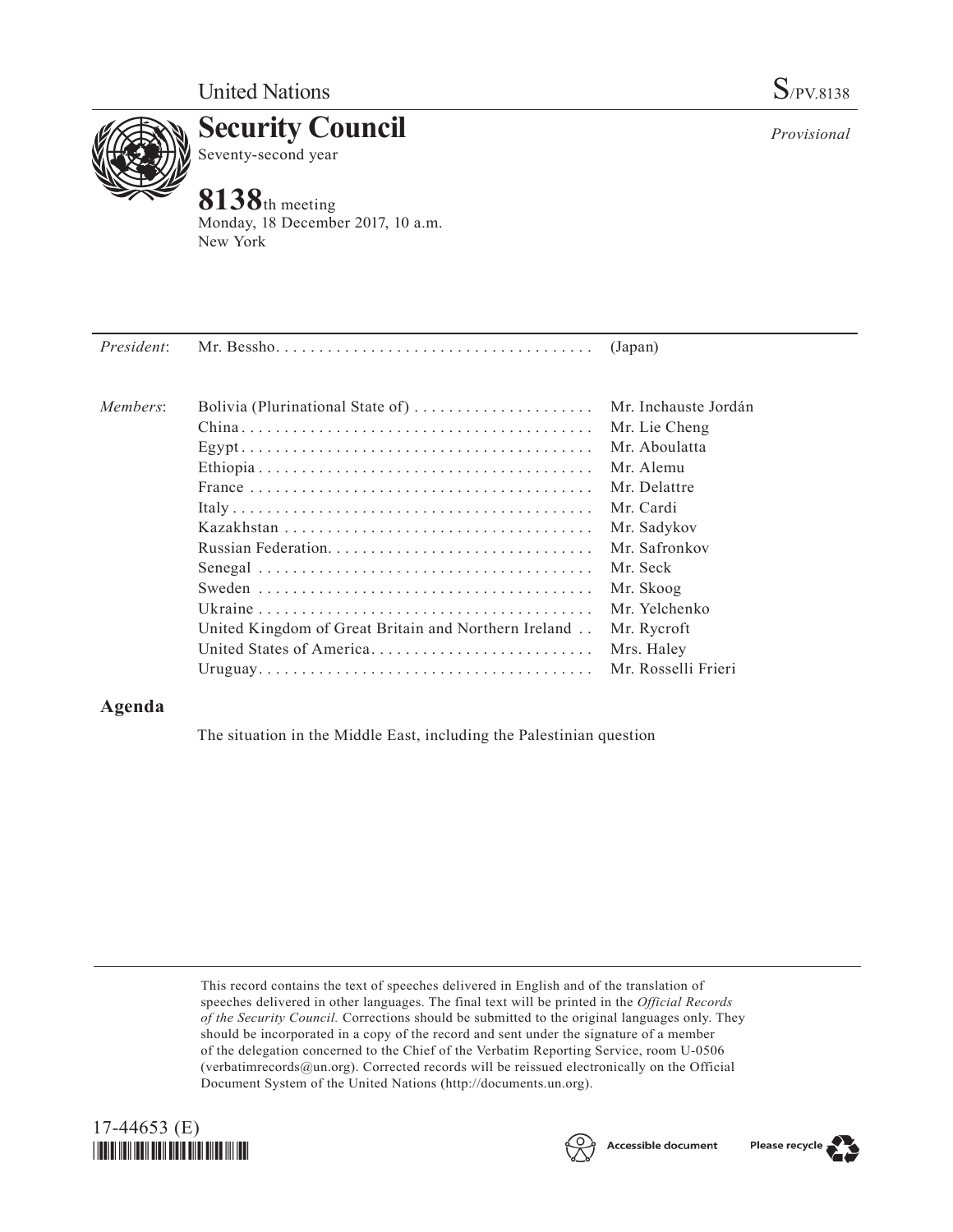United Nations S/PV.8138

# Security Council

Seventy-second year

*Provisional*

## 8138th meeting

Monday, 18 December 2017, 10 a.m.
New York

| | | |
|---|---|---|
| *President*: | Mr. Bessho | (Japan) |
| *Members*: | Bolivia (Plurinational State of) | Mr. Inchauste Jordán |
| | China | Mr. Lie Cheng |
| | Egypt | Mr. Aboulatta |
| | Ethiopia | Mr. Alemu |
| | France | Mr. Delattre |
| | Italy | Mr. Cardi |
| | Kazakhstan | Mr. Sadykov |
| | Russian Federation | Mr. Safronkov |
| | Senegal | Mr. Seck |
| | Sweden | Mr. Skoog |
| | Ukraine | Mr. Yelchenko |
| | United Kingdom of Great Britain and Northern Ireland | Mr. Rycroft |
| | United States of America | Mrs. Haley |
| | Uruguay | Mr. Rosselli Frieri |

## Agenda

The situation in the Middle East, including the Palestinian question

This record contains the text of speeches delivered in English and of the translation of speeches delivered in other languages. The final text will be printed in the *Official Records of the Security Council.* Corrections should be submitted to the original languages only. They should be incorporated in a copy of the record and sent under the signature of a member of the delegation concerned to the Chief of the Verbatim Reporting Service, room U-0506 (verbatimrecords@un.org). Corrected records will be reissued electronically on the Official Document System of the United Nations (http://documents.un.org).

17-44653 (E)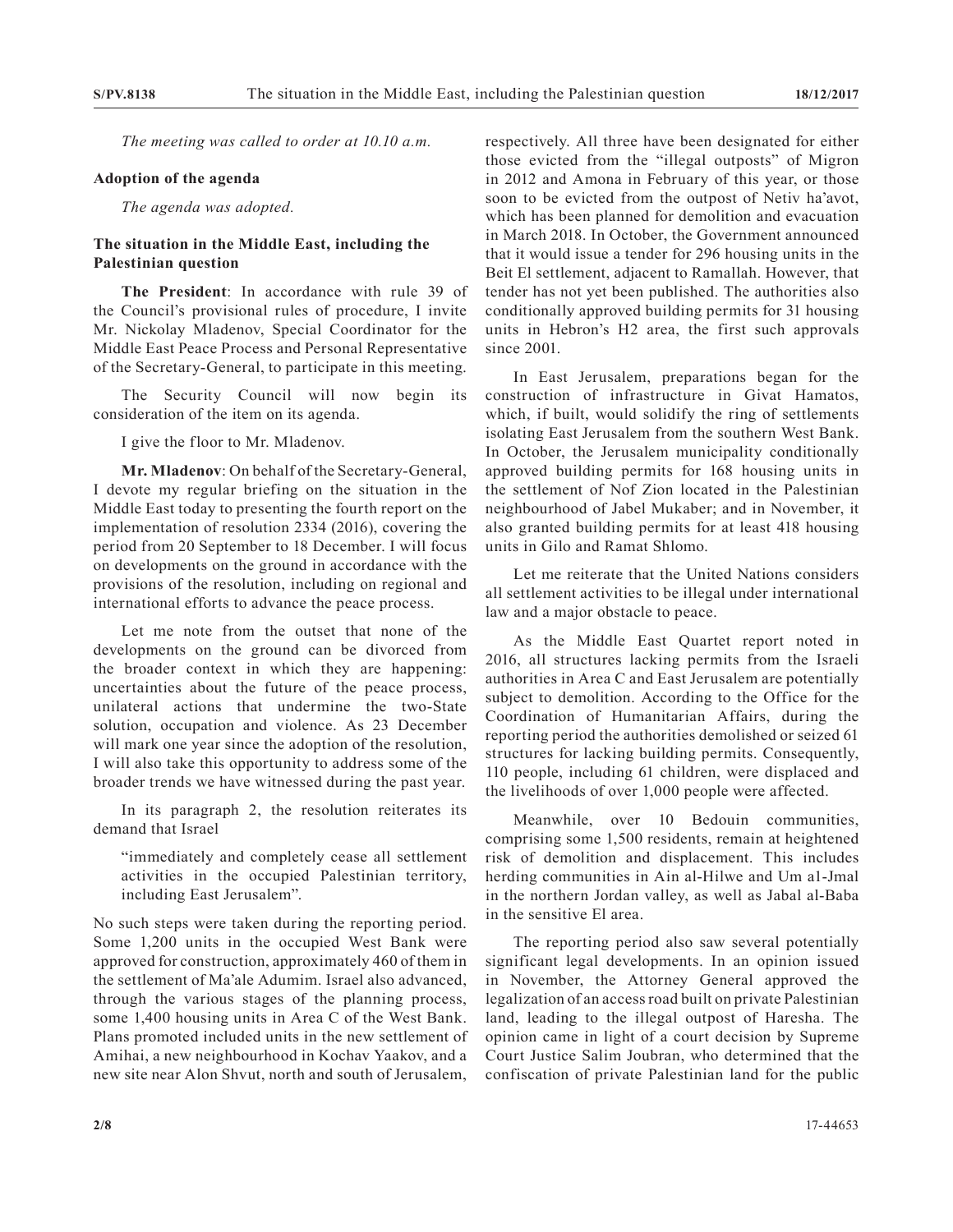*The meeting was called to order at 10.10 a.m.*

## Adoption of the agenda

*The agenda was adopted.*

## The situation in the Middle East, including the Palestinian question

**The President**: In accordance with rule 39 of the Council's provisional rules of procedure, I invite Mr. Nickolay Mladenov, Special Coordinator for the Middle East Peace Process and Personal Representative of the Secretary-General, to participate in this meeting.

The Security Council will now begin its consideration of the item on its agenda.

I give the floor to Mr. Mladenov.

**Mr. Mladenov**: On behalf of the Secretary-General, I devote my regular briefing on the situation in the Middle East today to presenting the fourth report on the implementation of resolution 2334 (2016), covering the period from 20 September to 18 December. I will focus on developments on the ground in accordance with the provisions of the resolution, including on regional and international efforts to advance the peace process.

Let me note from the outset that none of the developments on the ground can be divorced from the broader context in which they are happening: uncertainties about the future of the peace process, unilateral actions that undermine the two-State solution, occupation and violence. As 23 December will mark one year since the adoption of the resolution, I will also take this opportunity to address some of the broader trends we have witnessed during the past year.

In its paragraph 2, the resolution reiterates its demand that Israel

> "immediately and completely cease all settlement activities in the occupied Palestinian territory, including East Jerusalem".

No such steps were taken during the reporting period. Some 1,200 units in the occupied West Bank were approved for construction, approximately 460 of them in the settlement of Ma'ale Adumim. Israel also advanced, through the various stages of the planning process, some 1,400 housing units in Area C of the West Bank. Plans promoted included units in the new settlement of Amihai, a new neighbourhood in Kochav Yaakov, and a new site near Alon Shvut, north and south of Jerusalem, respectively. All three have been designated for either those evicted from the "illegal outposts" of Migron in 2012 and Amona in February of this year, or those soon to be evicted from the outpost of Netiv ha'avot, which has been planned for demolition and evacuation in March 2018. In October, the Government announced that it would issue a tender for 296 housing units in the Beit El settlement, adjacent to Ramallah. However, that tender has not yet been published. The authorities also conditionally approved building permits for 31 housing units in Hebron's H2 area, the first such approvals since 2001.

In East Jerusalem, preparations began for the construction of infrastructure in Givat Hamatos, which, if built, would solidify the ring of settlements isolating East Jerusalem from the southern West Bank. In October, the Jerusalem municipality conditionally approved building permits for 168 housing units in the settlement of Nof Zion located in the Palestinian neighbourhood of Jabel Mukaber; and in November, it also granted building permits for at least 418 housing units in Gilo and Ramat Shlomo.

Let me reiterate that the United Nations considers all settlement activities to be illegal under international law and a major obstacle to peace.

As the Middle East Quartet report noted in 2016, all structures lacking permits from the Israeli authorities in Area C and East Jerusalem are potentially subject to demolition. According to the Office for the Coordination of Humanitarian Affairs, during the reporting period the authorities demolished or seized 61 structures for lacking building permits. Consequently, 110 people, including 61 children, were displaced and the livelihoods of over 1,000 people were affected.

Meanwhile, over 10 Bedouin communities, comprising some 1,500 residents, remain at heightened risk of demolition and displacement. This includes herding communities in Ain al-Hilwe and Um a1-Jmal in the northern Jordan valley, as well as Jabal al-Baba in the sensitive El area.

The reporting period also saw several potentially significant legal developments. In an opinion issued in November, the Attorney General approved the legalization of an access road built on private Palestinian land, leading to the illegal outpost of Haresha. The opinion came in light of a court decision by Supreme Court Justice Salim Joubran, who determined that the confiscation of private Palestinian land for the public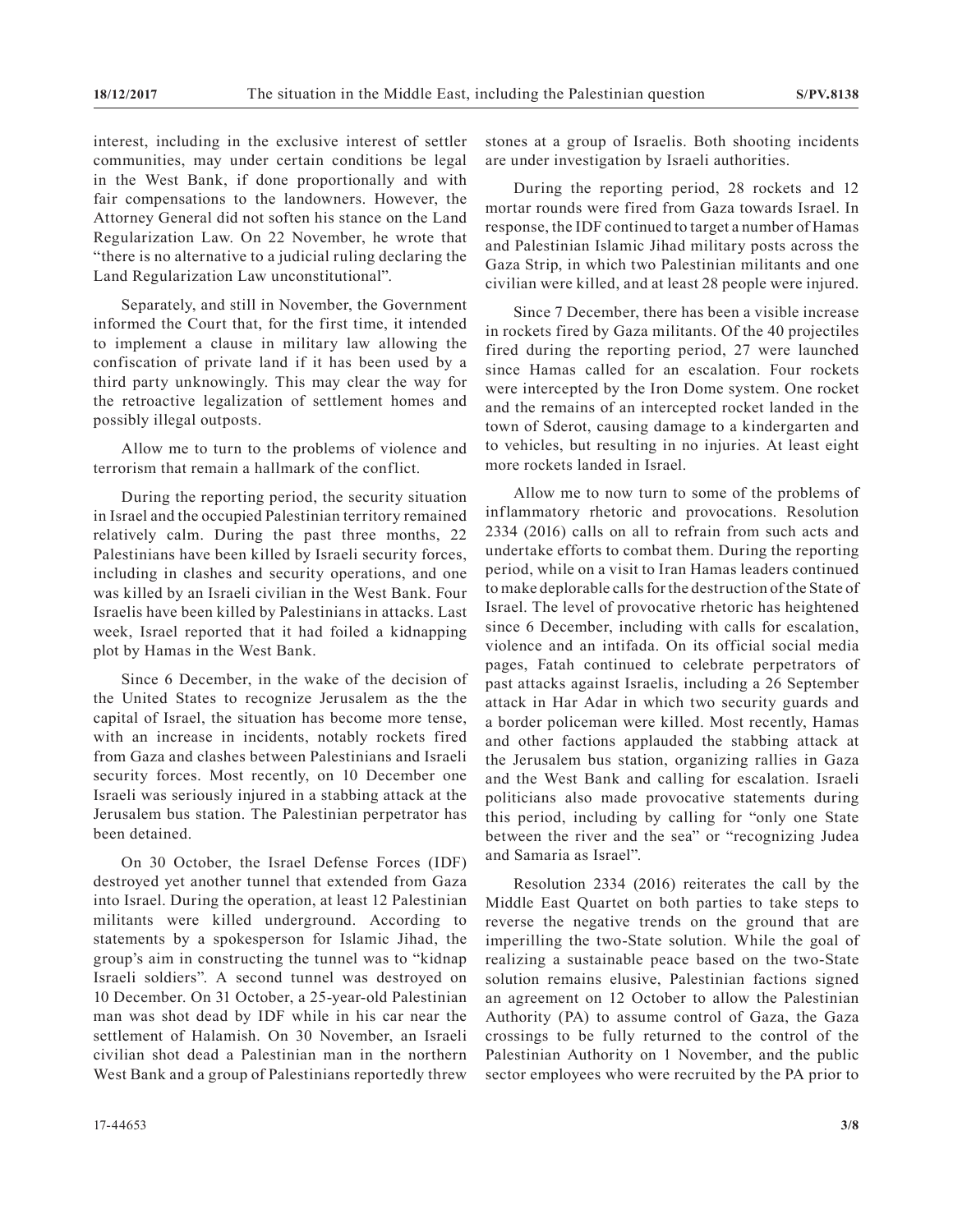interest, including in the exclusive interest of settler communities, may under certain conditions be legal in the West Bank, if done proportionally and with fair compensations to the landowners. However, the Attorney General did not soften his stance on the Land Regularization Law. On 22 November, he wrote that "there is no alternative to a judicial ruling declaring the Land Regularization Law unconstitutional".

Separately, and still in November, the Government informed the Court that, for the first time, it intended to implement a clause in military law allowing the confiscation of private land if it has been used by a third party unknowingly. This may clear the way for the retroactive legalization of settlement homes and possibly illegal outposts.

Allow me to turn to the problems of violence and terrorism that remain a hallmark of the conflict.

During the reporting period, the security situation in Israel and the occupied Palestinian territory remained relatively calm. During the past three months, 22 Palestinians have been killed by Israeli security forces, including in clashes and security operations, and one was killed by an Israeli civilian in the West Bank. Four Israelis have been killed by Palestinians in attacks. Last week, Israel reported that it had foiled a kidnapping plot by Hamas in the West Bank.

Since 6 December, in the wake of the decision of the United States to recognize Jerusalem as the the capital of Israel, the situation has become more tense, with an increase in incidents, notably rockets fired from Gaza and clashes between Palestinians and Israeli security forces. Most recently, on 10 December one Israeli was seriously injured in a stabbing attack at the Jerusalem bus station. The Palestinian perpetrator has been detained.

On 30 October, the Israel Defense Forces (IDF) destroyed yet another tunnel that extended from Gaza into Israel. During the operation, at least 12 Palestinian militants were killed underground. According to statements by a spokesperson for Islamic Jihad, the group's aim in constructing the tunnel was to "kidnap Israeli soldiers". A second tunnel was destroyed on 10 December. On 31 October, a 25-year-old Palestinian man was shot dead by IDF while in his car near the settlement of Halamish. On 30 November, an Israeli civilian shot dead a Palestinian man in the northern West Bank and a group of Palestinians reportedly threw stones at a group of Israelis. Both shooting incidents are under investigation by Israeli authorities.

During the reporting period, 28 rockets and 12 mortar rounds were fired from Gaza towards Israel. In response, the IDF continued to target a number of Hamas and Palestinian Islamic Jihad military posts across the Gaza Strip, in which two Palestinian militants and one civilian were killed, and at least 28 people were injured.

Since 7 December, there has been a visible increase in rockets fired by Gaza militants. Of the 40 projectiles fired during the reporting period, 27 were launched since Hamas called for an escalation. Four rockets were intercepted by the Iron Dome system. One rocket and the remains of an intercepted rocket landed in the town of Sderot, causing damage to a kindergarten and to vehicles, but resulting in no injuries. At least eight more rockets landed in Israel.

Allow me to now turn to some of the problems of inflammatory rhetoric and provocations. Resolution 2334 (2016) calls on all to refrain from such acts and undertake efforts to combat them. During the reporting period, while on a visit to Iran Hamas leaders continued to make deplorable calls for the destruction of the State of Israel. The level of provocative rhetoric has heightened since 6 December, including with calls for escalation, violence and an intifada. On its official social media pages, Fatah continued to celebrate perpetrators of past attacks against Israelis, including a 26 September attack in Har Adar in which two security guards and a border policeman were killed. Most recently, Hamas and other factions applauded the stabbing attack at the Jerusalem bus station, organizing rallies in Gaza and the West Bank and calling for escalation. Israeli politicians also made provocative statements during this period, including by calling for "only one State between the river and the sea" or "recognizing Judea and Samaria as Israel".

Resolution 2334 (2016) reiterates the call by the Middle East Quartet on both parties to take steps to reverse the negative trends on the ground that are imperilling the two-State solution. While the goal of realizing a sustainable peace based on the two-State solution remains elusive, Palestinian factions signed an agreement on 12 October to allow the Palestinian Authority (PA) to assume control of Gaza, the Gaza crossings to be fully returned to the control of the Palestinian Authority on 1 November, and the public sector employees who were recruited by the PA prior to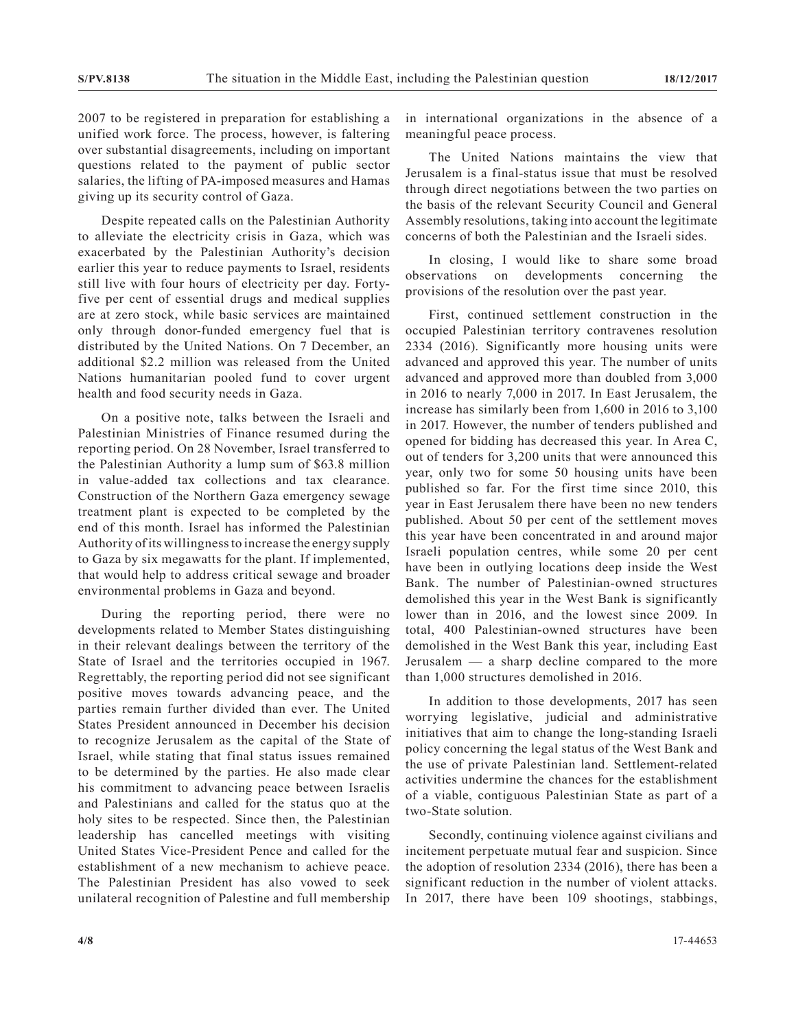2007 to be registered in preparation for establishing a unified work force. The process, however, is faltering over substantial disagreements, including on important questions related to the payment of public sector salaries, the lifting of PA-imposed measures and Hamas giving up its security control of Gaza.

Despite repeated calls on the Palestinian Authority to alleviate the electricity crisis in Gaza, which was exacerbated by the Palestinian Authority's decision earlier this year to reduce payments to Israel, residents still live with four hours of electricity per day. Forty-five per cent of essential drugs and medical supplies are at zero stock, while basic services are maintained only through donor-funded emergency fuel that is distributed by the United Nations. On 7 December, an additional \$2.2 million was released from the United Nations humanitarian pooled fund to cover urgent health and food security needs in Gaza.

On a positive note, talks between the Israeli and Palestinian Ministries of Finance resumed during the reporting period. On 28 November, Israel transferred to the Palestinian Authority a lump sum of \$63.8 million in value-added tax collections and tax clearance. Construction of the Northern Gaza emergency sewage treatment plant is expected to be completed by the end of this month. Israel has informed the Palestinian Authority of its willingness to increase the energy supply to Gaza by six megawatts for the plant. If implemented, that would help to address critical sewage and broader environmental problems in Gaza and beyond.

During the reporting period, there were no developments related to Member States distinguishing in their relevant dealings between the territory of the State of Israel and the territories occupied in 1967. Regrettably, the reporting period did not see significant positive moves towards advancing peace, and the parties remain further divided than ever. The United States President announced in December his decision to recognize Jerusalem as the capital of the State of Israel, while stating that final status issues remained to be determined by the parties. He also made clear his commitment to advancing peace between Israelis and Palestinians and called for the status quo at the holy sites to be respected. Since then, the Palestinian leadership has cancelled meetings with visiting United States Vice-President Pence and called for the establishment of a new mechanism to achieve peace. The Palestinian President has also vowed to seek unilateral recognition of Palestine and full membership in international organizations in the absence of a meaningful peace process.

The United Nations maintains the view that Jerusalem is a final-status issue that must be resolved through direct negotiations between the two parties on the basis of the relevant Security Council and General Assembly resolutions, taking into account the legitimate concerns of both the Palestinian and the Israeli sides.

In closing, I would like to share some broad observations on developments concerning the provisions of the resolution over the past year.

First, continued settlement construction in the occupied Palestinian territory contravenes resolution 2334 (2016). Significantly more housing units were advanced and approved this year. The number of units advanced and approved more than doubled from 3,000 in 2016 to nearly 7,000 in 2017. In East Jerusalem, the increase has similarly been from 1,600 in 2016 to 3,100 in 2017. However, the number of tenders published and opened for bidding has decreased this year. In Area C, out of tenders for 3,200 units that were announced this year, only two for some 50 housing units have been published so far. For the first time since 2010, this year in East Jerusalem there have been no new tenders published. About 50 per cent of the settlement moves this year have been concentrated in and around major Israeli population centres, while some 20 per cent have been in outlying locations deep inside the West Bank. The number of Palestinian-owned structures demolished this year in the West Bank is significantly lower than in 2016, and the lowest since 2009. In total, 400 Palestinian-owned structures have been demolished in the West Bank this year, including East Jerusalem — a sharp decline compared to the more than 1,000 structures demolished in 2016.

In addition to those developments, 2017 has seen worrying legislative, judicial and administrative initiatives that aim to change the long-standing Israeli policy concerning the legal status of the West Bank and the use of private Palestinian land. Settlement-related activities undermine the chances for the establishment of a viable, contiguous Palestinian State as part of a two-State solution.

Secondly, continuing violence against civilians and incitement perpetuate mutual fear and suspicion. Since the adoption of resolution 2334 (2016), there has been a significant reduction in the number of violent attacks. In 2017, there have been 109 shootings, stabbings,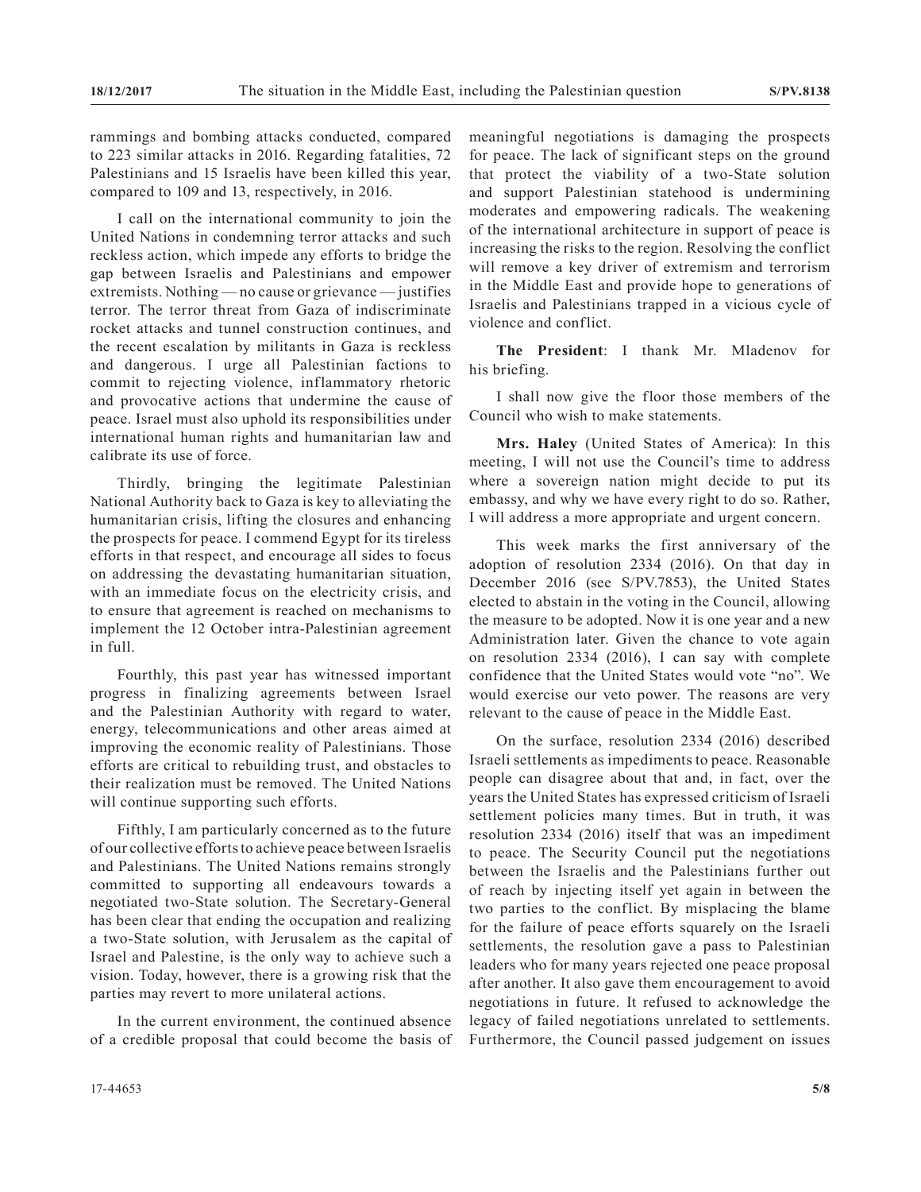rammings and bombing attacks conducted, compared to 223 similar attacks in 2016. Regarding fatalities, 72 Palestinians and 15 Israelis have been killed this year, compared to 109 and 13, respectively, in 2016.

I call on the international community to join the United Nations in condemning terror attacks and such reckless action, which impede any efforts to bridge the gap between Israelis and Palestinians and empower extremists. Nothing — no cause or grievance — justifies terror. The terror threat from Gaza of indiscriminate rocket attacks and tunnel construction continues, and the recent escalation by militants in Gaza is reckless and dangerous. I urge all Palestinian factions to commit to rejecting violence, inflammatory rhetoric and provocative actions that undermine the cause of peace. Israel must also uphold its responsibilities under international human rights and humanitarian law and calibrate its use of force.

Thirdly, bringing the legitimate Palestinian National Authority back to Gaza is key to alleviating the humanitarian crisis, lifting the closures and enhancing the prospects for peace. I commend Egypt for its tireless efforts in that respect, and encourage all sides to focus on addressing the devastating humanitarian situation, with an immediate focus on the electricity crisis, and to ensure that agreement is reached on mechanisms to implement the 12 October intra-Palestinian agreement in full.

Fourthly, this past year has witnessed important progress in finalizing agreements between Israel and the Palestinian Authority with regard to water, energy, telecommunications and other areas aimed at improving the economic reality of Palestinians. Those efforts are critical to rebuilding trust, and obstacles to their realization must be removed. The United Nations will continue supporting such efforts.

Fifthly, I am particularly concerned as to the future of our collective efforts to achieve peace between Israelis and Palestinians. The United Nations remains strongly committed to supporting all endeavours towards a negotiated two-State solution. The Secretary-General has been clear that ending the occupation and realizing a two-State solution, with Jerusalem as the capital of Israel and Palestine, is the only way to achieve such a vision. Today, however, there is a growing risk that the parties may revert to more unilateral actions.

In the current environment, the continued absence of a credible proposal that could become the basis of meaningful negotiations is damaging the prospects for peace. The lack of significant steps on the ground that protect the viability of a two-State solution and support Palestinian statehood is undermining moderates and empowering radicals. The weakening of the international architecture in support of peace is increasing the risks to the region. Resolving the conflict will remove a key driver of extremism and terrorism in the Middle East and provide hope to generations of Israelis and Palestinians trapped in a vicious cycle of violence and conflict.

**The President**: I thank Mr. Mladenov for his briefing.

I shall now give the floor those members of the Council who wish to make statements.

**Mrs. Haley** (United States of America): In this meeting, I will not use the Council's time to address where a sovereign nation might decide to put its embassy, and why we have every right to do so. Rather, I will address a more appropriate and urgent concern.

This week marks the first anniversary of the adoption of resolution 2334 (2016). On that day in December 2016 (see S/PV.7853), the United States elected to abstain in the voting in the Council, allowing the measure to be adopted. Now it is one year and a new Administration later. Given the chance to vote again on resolution 2334 (2016), I can say with complete confidence that the United States would vote "no". We would exercise our veto power. The reasons are very relevant to the cause of peace in the Middle East.

On the surface, resolution 2334 (2016) described Israeli settlements as impediments to peace. Reasonable people can disagree about that and, in fact, over the years the United States has expressed criticism of Israeli settlement policies many times. But in truth, it was resolution 2334 (2016) itself that was an impediment to peace. The Security Council put the negotiations between the Israelis and the Palestinians further out of reach by injecting itself yet again in between the two parties to the conflict. By misplacing the blame for the failure of peace efforts squarely on the Israeli settlements, the resolution gave a pass to Palestinian leaders who for many years rejected one peace proposal after another. It also gave them encouragement to avoid negotiations in future. It refused to acknowledge the legacy of failed negotiations unrelated to settlements. Furthermore, the Council passed judgement on issues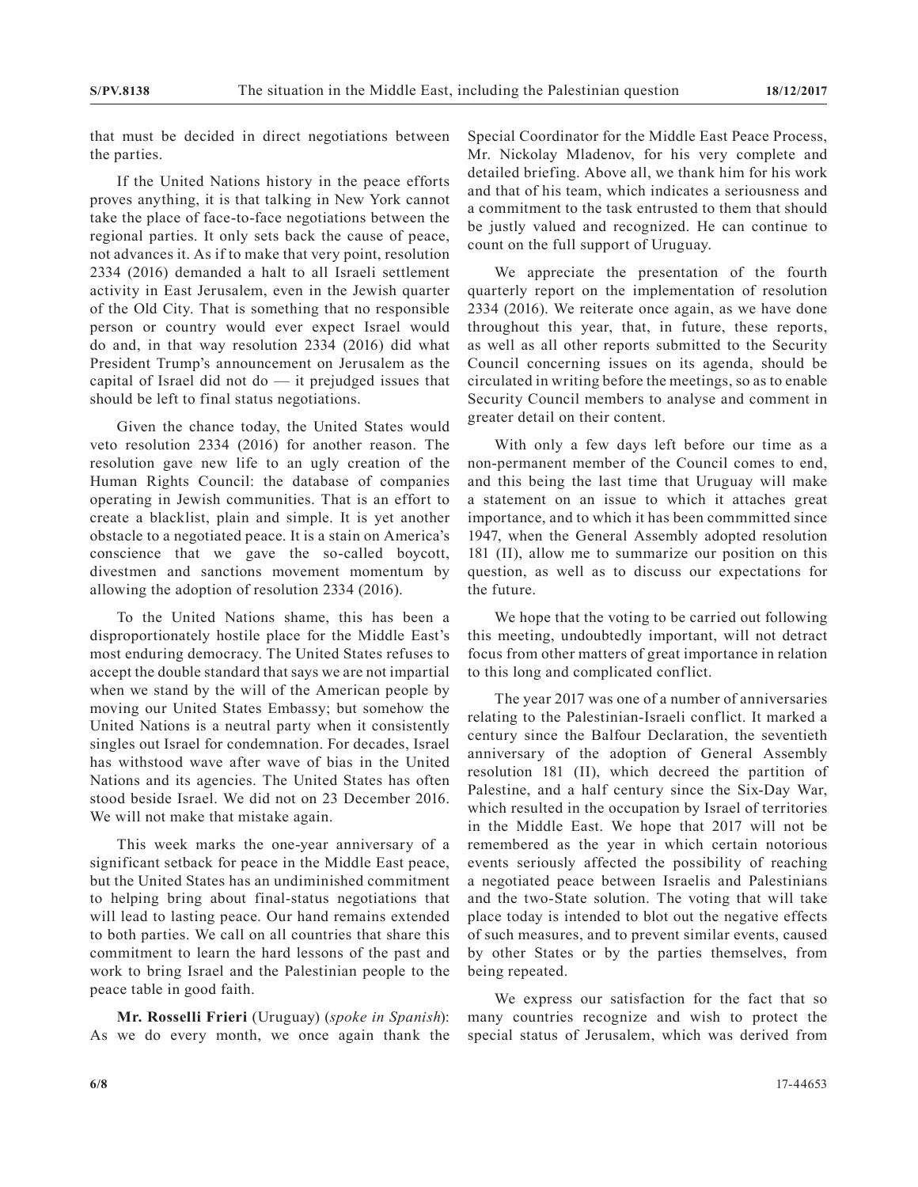that must be decided in direct negotiations between the parties.

If the United Nations history in the peace efforts proves anything, it is that talking in New York cannot take the place of face-to-face negotiations between the regional parties. It only sets back the cause of peace, not advances it. As if to make that very point, resolution 2334 (2016) demanded a halt to all Israeli settlement activity in East Jerusalem, even in the Jewish quarter of the Old City. That is something that no responsible person or country would ever expect Israel would do and, in that way resolution 2334 (2016) did what President Trump's announcement on Jerusalem as the capital of Israel did not do — it prejudged issues that should be left to final status negotiations.

Given the chance today, the United States would veto resolution 2334 (2016) for another reason. The resolution gave new life to an ugly creation of the Human Rights Council: the database of companies operating in Jewish communities. That is an effort to create a blacklist, plain and simple. It is yet another obstacle to a negotiated peace. It is a stain on America's conscience that we gave the so-called boycott, divestmen and sanctions movement momentum by allowing the adoption of resolution 2334 (2016).

To the United Nations shame, this has been a disproportionately hostile place for the Middle East's most enduring democracy. The United States refuses to accept the double standard that says we are not impartial when we stand by the will of the American people by moving our United States Embassy; but somehow the United Nations is a neutral party when it consistently singles out Israel for condemnation. For decades, Israel has withstood wave after wave of bias in the United Nations and its agencies. The United States has often stood beside Israel. We did not on 23 December 2016. We will not make that mistake again.

This week marks the one-year anniversary of a significant setback for peace in the Middle East peace, but the United States has an undiminished commitment to helping bring about final-status negotiations that will lead to lasting peace. Our hand remains extended to both parties. We call on all countries that share this commitment to learn the hard lessons of the past and work to bring Israel and the Palestinian people to the peace table in good faith.

**Mr. Rosselli Frieri** (Uruguay) (*spoke in Spanish*): As we do every month, we once again thank the Special Coordinator for the Middle East Peace Process, Mr. Nickolay Mladenov, for his very complete and detailed briefing. Above all, we thank him for his work and that of his team, which indicates a seriousness and a commitment to the task entrusted to them that should be justly valued and recognized. He can continue to count on the full support of Uruguay.

We appreciate the presentation of the fourth quarterly report on the implementation of resolution 2334 (2016). We reiterate once again, as we have done throughout this year, that, in future, these reports, as well as all other reports submitted to the Security Council concerning issues on its agenda, should be circulated in writing before the meetings, so as to enable Security Council members to analyse and comment in greater detail on their content.

With only a few days left before our time as a non-permanent member of the Council comes to end, and this being the last time that Uruguay will make a statement on an issue to which it attaches great importance, and to which it has been commmitted since 1947, when the General Assembly adopted resolution 181 (II), allow me to summarize our position on this question, as well as to discuss our expectations for the future.

We hope that the voting to be carried out following this meeting, undoubtedly important, will not detract focus from other matters of great importance in relation to this long and complicated conflict.

The year 2017 was one of a number of anniversaries relating to the Palestinian-Israeli conflict. It marked a century since the Balfour Declaration, the seventieth anniversary of the adoption of General Assembly resolution 181 (II), which decreed the partition of Palestine, and a half century since the Six-Day War, which resulted in the occupation by Israel of territories in the Middle East. We hope that 2017 will not be remembered as the year in which certain notorious events seriously affected the possibility of reaching a negotiated peace between Israelis and Palestinians and the two-State solution. The voting that will take place today is intended to blot out the negative effects of such measures, and to prevent similar events, caused by other States or by the parties themselves, from being repeated.

We express our satisfaction for the fact that so many countries recognize and wish to protect the special status of Jerusalem, which was derived from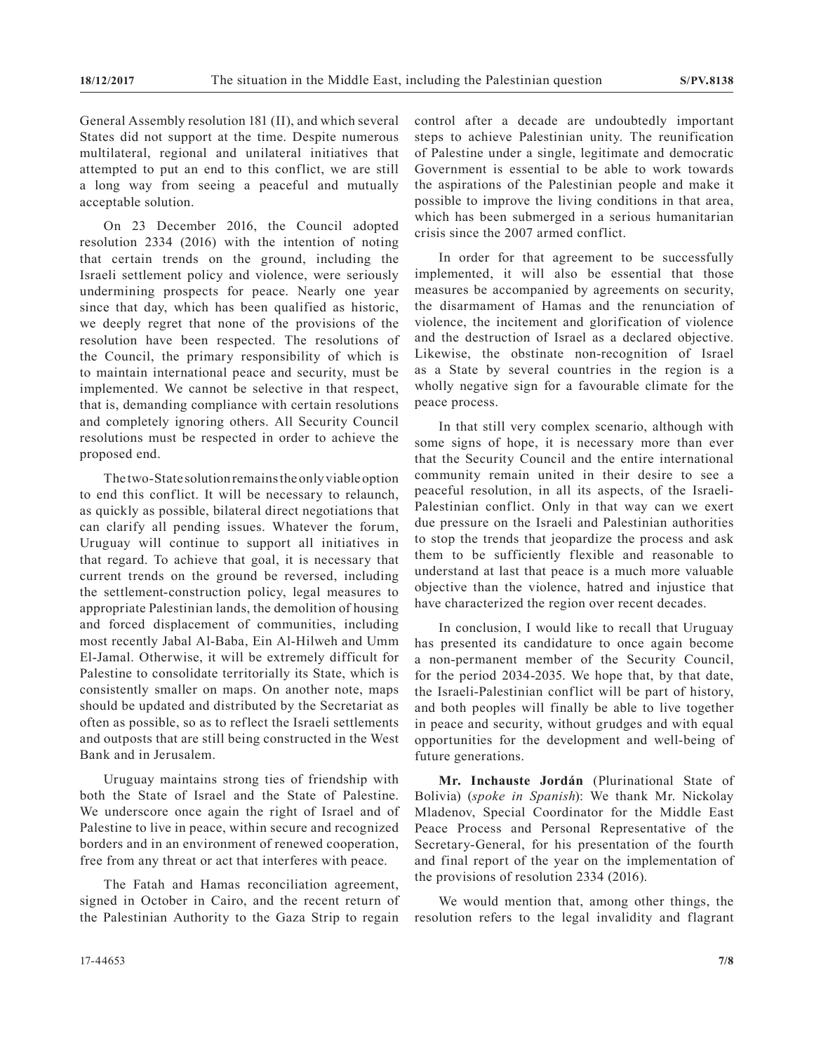General Assembly resolution 181 (II), and which several States did not support at the time. Despite numerous multilateral, regional and unilateral initiatives that attempted to put an end to this conflict, we are still a long way from seeing a peaceful and mutually acceptable solution.

On 23 December 2016, the Council adopted resolution 2334 (2016) with the intention of noting that certain trends on the ground, including the Israeli settlement policy and violence, were seriously undermining prospects for peace. Nearly one year since that day, which has been qualified as historic, we deeply regret that none of the provisions of the resolution have been respected. The resolutions of the Council, the primary responsibility of which is to maintain international peace and security, must be implemented. We cannot be selective in that respect, that is, demanding compliance with certain resolutions and completely ignoring others. All Security Council resolutions must be respected in order to achieve the proposed end.

The two-State solution remains the only viable option to end this conflict. It will be necessary to relaunch, as quickly as possible, bilateral direct negotiations that can clarify all pending issues. Whatever the forum, Uruguay will continue to support all initiatives in that regard. To achieve that goal, it is necessary that current trends on the ground be reversed, including the settlement-construction policy, legal measures to appropriate Palestinian lands, the demolition of housing and forced displacement of communities, including most recently Jabal Al-Baba, Ein Al-Hilweh and Umm El-Jamal. Otherwise, it will be extremely difficult for Palestine to consolidate territorially its State, which is consistently smaller on maps. On another note, maps should be updated and distributed by the Secretariat as often as possible, so as to reflect the Israeli settlements and outposts that are still being constructed in the West Bank and in Jerusalem.

Uruguay maintains strong ties of friendship with both the State of Israel and the State of Palestine. We underscore once again the right of Israel and of Palestine to live in peace, within secure and recognized borders and in an environment of renewed cooperation, free from any threat or act that interferes with peace.

The Fatah and Hamas reconciliation agreement, signed in October in Cairo, and the recent return of the Palestinian Authority to the Gaza Strip to regain control after a decade are undoubtedly important steps to achieve Palestinian unity. The reunification of Palestine under a single, legitimate and democratic Government is essential to be able to work towards the aspirations of the Palestinian people and make it possible to improve the living conditions in that area, which has been submerged in a serious humanitarian crisis since the 2007 armed conflict.

In order for that agreement to be successfully implemented, it will also be essential that those measures be accompanied by agreements on security, the disarmament of Hamas and the renunciation of violence, the incitement and glorification of violence and the destruction of Israel as a declared objective. Likewise, the obstinate non-recognition of Israel as a State by several countries in the region is a wholly negative sign for a favourable climate for the peace process.

In that still very complex scenario, although with some signs of hope, it is necessary more than ever that the Security Council and the entire international community remain united in their desire to see a peaceful resolution, in all its aspects, of the Israeli-Palestinian conflict. Only in that way can we exert due pressure on the Israeli and Palestinian authorities to stop the trends that jeopardize the process and ask them to be sufficiently flexible and reasonable to understand at last that peace is a much more valuable objective than the violence, hatred and injustice that have characterized the region over recent decades.

In conclusion, I would like to recall that Uruguay has presented its candidature to once again become a non-permanent member of the Security Council, for the period 2034-2035. We hope that, by that date, the Israeli-Palestinian conflict will be part of history, and both peoples will finally be able to live together in peace and security, without grudges and with equal opportunities for the development and well-being of future generations.

**Mr. Inchauste Jordán** (Plurinational State of Bolivia) (*spoke in Spanish*): We thank Mr. Nickolay Mladenov, Special Coordinator for the Middle East Peace Process and Personal Representative of the Secretary-General, for his presentation of the fourth and final report of the year on the implementation of the provisions of resolution 2334 (2016).

We would mention that, among other things, the resolution refers to the legal invalidity and flagrant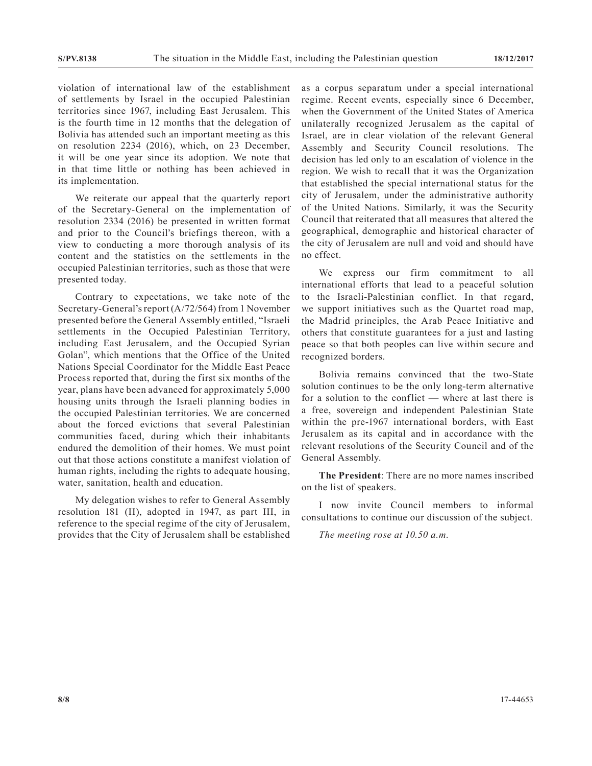violation of international law of the establishment of settlements by Israel in the occupied Palestinian territories since 1967, including East Jerusalem. This is the fourth time in 12 months that the delegation of Bolivia has attended such an important meeting as this on resolution 2234 (2016), which, on 23 December, it will be one year since its adoption. We note that in that time little or nothing has been achieved in its implementation.

We reiterate our appeal that the quarterly report of the Secretary-General on the implementation of resolution 2334 (2016) be presented in written format and prior to the Council's briefings thereon, with a view to conducting a more thorough analysis of its content and the statistics on the settlements in the occupied Palestinian territories, such as those that were presented today.

Contrary to expectations, we take note of the Secretary-General's report (A/72/564) from 1 November presented before the General Assembly entitled, "Israeli settlements in the Occupied Palestinian Territory, including East Jerusalem, and the Occupied Syrian Golan", which mentions that the Office of the United Nations Special Coordinator for the Middle East Peace Process reported that, during the first six months of the year, plans have been advanced for approximately 5,000 housing units through the Israeli planning bodies in the occupied Palestinian territories. We are concerned about the forced evictions that several Palestinian communities faced, during which their inhabitants endured the demolition of their homes. We must point out that those actions constitute a manifest violation of human rights, including the rights to adequate housing, water, sanitation, health and education.

My delegation wishes to refer to General Assembly resolution 181 (II), adopted in 1947, as part III, in reference to the special regime of the city of Jerusalem, provides that the City of Jerusalem shall be established as a corpus separatum under a special international regime. Recent events, especially since 6 December, when the Government of the United States of America unilaterally recognized Jerusalem as the capital of Israel, are in clear violation of the relevant General Assembly and Security Council resolutions. The decision has led only to an escalation of violence in the region. We wish to recall that it was the Organization that established the special international status for the city of Jerusalem, under the administrative authority of the United Nations. Similarly, it was the Security Council that reiterated that all measures that altered the geographical, demographic and historical character of the city of Jerusalem are null and void and should have no effect.

We express our firm commitment to all international efforts that lead to a peaceful solution to the Israeli-Palestinian conflict. In that regard, we support initiatives such as the Quartet road map, the Madrid principles, the Arab Peace Initiative and others that constitute guarantees for a just and lasting peace so that both peoples can live within secure and recognized borders.

Bolivia remains convinced that the two-State solution continues to be the only long-term alternative for a solution to the conflict — where at last there is a free, sovereign and independent Palestinian State within the pre-1967 international borders, with East Jerusalem as its capital and in accordance with the relevant resolutions of the Security Council and of the General Assembly.

**The President**: There are no more names inscribed on the list of speakers.

I now invite Council members to informal consultations to continue our discussion of the subject.

*The meeting rose at 10.50 a.m.*